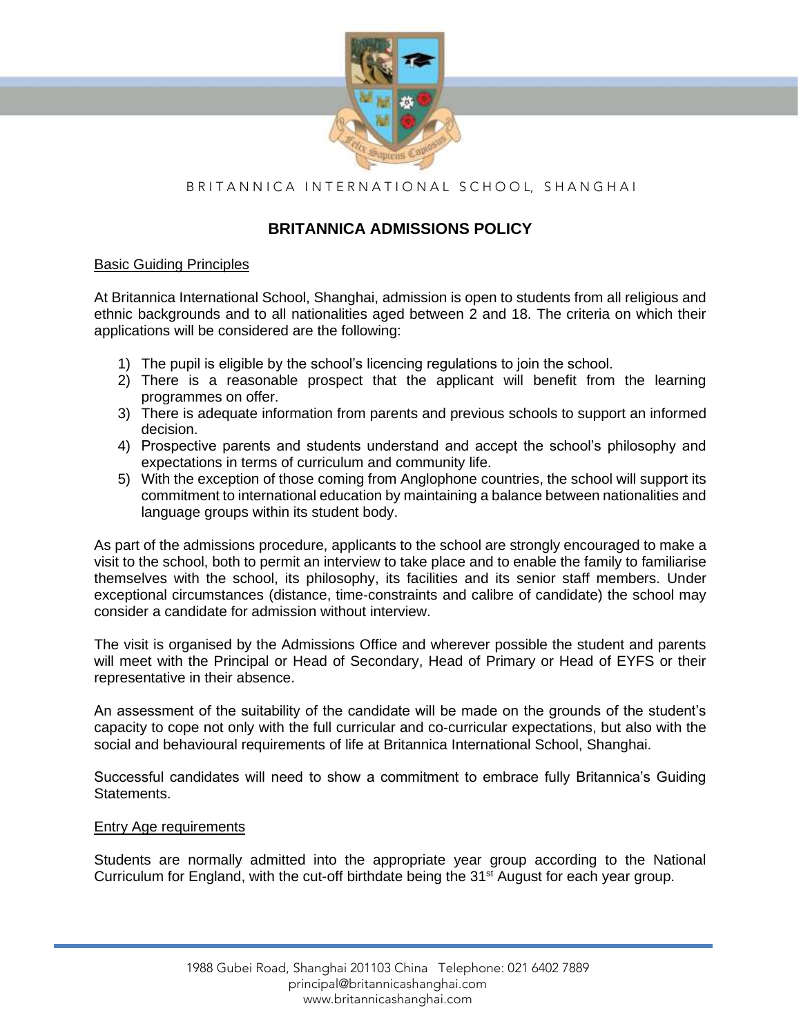BRITANNICA INTERNATIONAL SCHOOL, SHANGHAI

# BRITANNICA ADMISSIONS POLICY

## Basic Guiding Principles

At Britannica International School, Shanghai, admission is open to students from all religious and ethnic backgrounds and to all nationalities aged between 2 and 18. The criteria on which their applications will be considered are the following:

1) The pupil is eligible by the school's licencing regulations to join the school.
2) There is a reasonable prospect that the applicant will benefit from the learning programmes on offer.
3) There is adequate information from parents and previous schools to support an informed decision.
4) Prospective parents and students understand and accept the school's philosophy and expectations in terms of curriculum and community life.
5) With the exception of those coming from Anglophone countries, the school will support its commitment to international education by maintaining a balance between nationalities and language groups within its student body.

As part of the admissions procedure, applicants to the school are strongly encouraged to make a visit to the school, both to permit an interview to take place and to enable the family to familiarise themselves with the school, its philosophy, its facilities and its senior staff members. Under exceptional circumstances (distance, time-constraints and calibre of candidate) the school may consider a candidate for admission without interview.

The visit is organised by the Admissions Office and wherever possible the student and parents will meet with the Principal or Head of Secondary, Head of Primary or Head of EYFS or their representative in their absence.

An assessment of the suitability of the candidate will be made on the grounds of the student's capacity to cope not only with the full curricular and co-curricular expectations, but also with the social and behavioural requirements of life at Britannica International School, Shanghai.

Successful candidates will need to show a commitment to embrace fully Britannica's Guiding Statements.

## Entry Age requirements

Students are normally admitted into the appropriate year group according to the National Curriculum for England, with the cut-off birthdate being the 31st August for each year group.

1988 Gubei Road, Shanghai 201103 China Telephone: 021 6402 7889
principal@britannicashanghai.com
www.britannicashanghai.com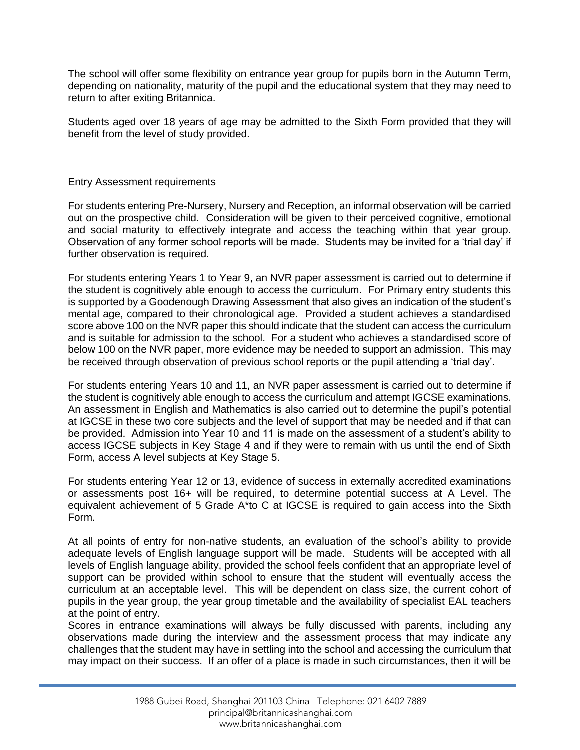The school will offer some flexibility on entrance year group for pupils born in the Autumn Term, depending on nationality, maturity of the pupil and the educational system that they may need to return to after exiting Britannica.

Students aged over 18 years of age may be admitted to the Sixth Form provided that they will benefit from the level of study provided.

## Entry Assessment requirements

For students entering Pre-Nursery, Nursery and Reception, an informal observation will be carried out on the prospective child. Consideration will be given to their perceived cognitive, emotional and social maturity to effectively integrate and access the teaching within that year group. Observation of any former school reports will be made. Students may be invited for a 'trial day' if further observation is required.

For students entering Years 1 to Year 9, an NVR paper assessment is carried out to determine if the student is cognitively able enough to access the curriculum. For Primary entry students this is supported by a Goodenough Drawing Assessment that also gives an indication of the student's mental age, compared to their chronological age. Provided a student achieves a standardised score above 100 on the NVR paper this should indicate that the student can access the curriculum and is suitable for admission to the school. For a student who achieves a standardised score of below 100 on the NVR paper, more evidence may be needed to support an admission. This may be received through observation of previous school reports or the pupil attending a 'trial day'.

For students entering Years 10 and 11, an NVR paper assessment is carried out to determine if the student is cognitively able enough to access the curriculum and attempt IGCSE examinations. An assessment in English and Mathematics is also carried out to determine the pupil's potential at IGCSE in these two core subjects and the level of support that may be needed and if that can be provided. Admission into Year 10 and 11 is made on the assessment of a student's ability to access IGCSE subjects in Key Stage 4 and if they were to remain with us until the end of Sixth Form, access A level subjects at Key Stage 5.

For students entering Year 12 or 13, evidence of success in externally accredited examinations or assessments post 16+ will be required, to determine potential success at A Level. The equivalent achievement of 5 Grade A*to C at IGCSE is required to gain access into the Sixth Form.

At all points of entry for non-native students, an evaluation of the school's ability to provide adequate levels of English language support will be made. Students will be accepted with all levels of English language ability, provided the school feels confident that an appropriate level of support can be provided within school to ensure that the student will eventually access the curriculum at an acceptable level. This will be dependent on class size, the current cohort of pupils in the year group, the year group timetable and the availability of specialist EAL teachers at the point of entry.

Scores in entrance examinations will always be fully discussed with parents, including any observations made during the interview and the assessment process that may indicate any challenges that the student may have in settling into the school and accessing the curriculum that may impact on their success. If an offer of a place is made in such circumstances, then it will be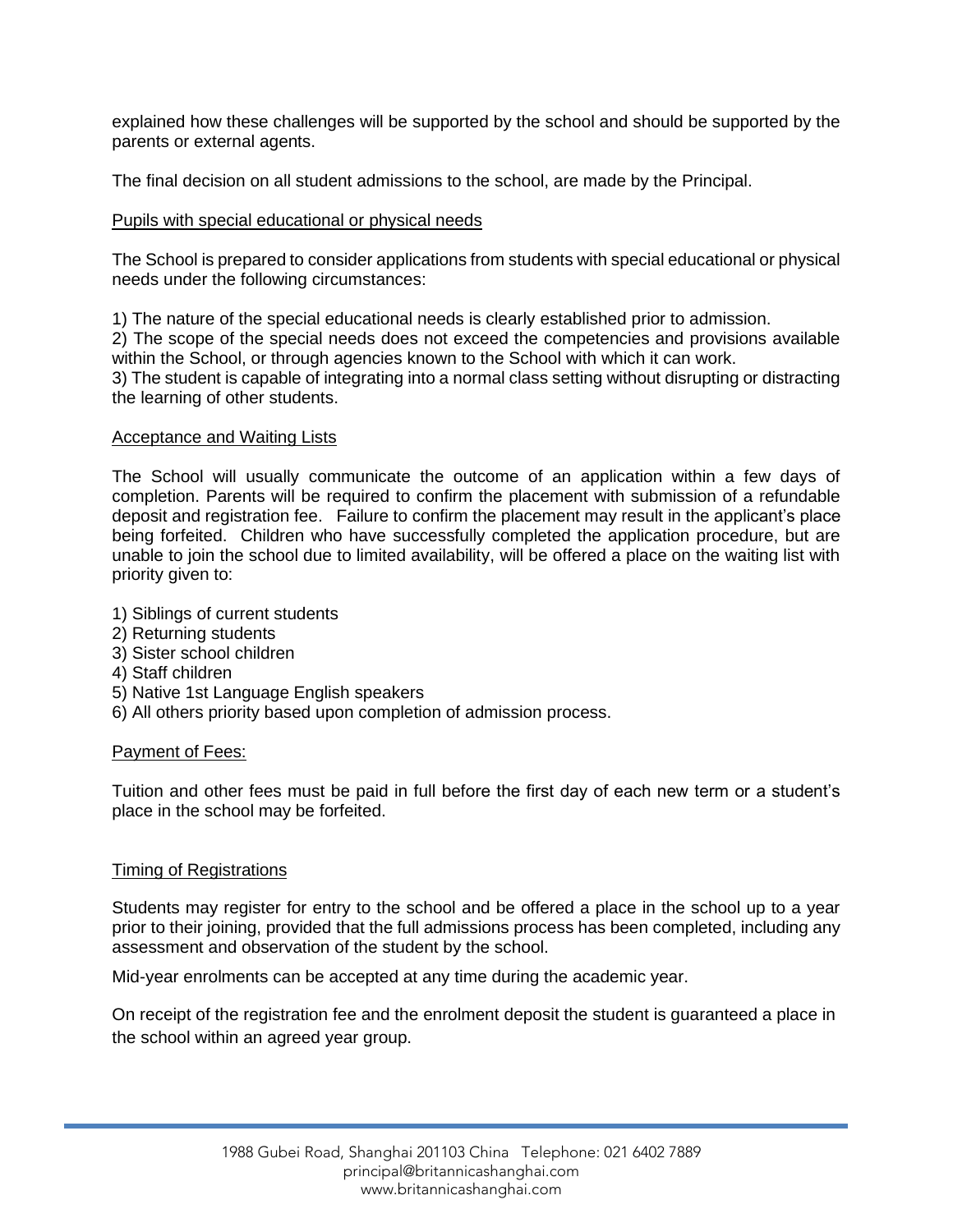explained how these challenges will be supported by the school and should be supported by the parents or external agents.

The final decision on all student admissions to the school, are made by the Principal.

## Pupils with special educational or physical needs

The School is prepared to consider applications from students with special educational or physical needs under the following circumstances:

1) The nature of the special educational needs is clearly established prior to admission.
2) The scope of the special needs does not exceed the competencies and provisions available within the School, or through agencies known to the School with which it can work.
3) The student is capable of integrating into a normal class setting without disrupting or distracting the learning of other students.

## Acceptance and Waiting Lists

The School will usually communicate the outcome of an application within a few days of completion. Parents will be required to confirm the placement with submission of a refundable deposit and registration fee. Failure to confirm the placement may result in the applicant's place being forfeited. Children who have successfully completed the application procedure, but are unable to join the school due to limited availability, will be offered a place on the waiting list with priority given to:

1) Siblings of current students
2) Returning students
3) Sister school children
4) Staff children
5) Native 1st Language English speakers
6) All others priority based upon completion of admission process.

## Payment of Fees:

Tuition and other fees must be paid in full before the first day of each new term or a student's place in the school may be forfeited.

## Timing of Registrations

Students may register for entry to the school and be offered a place in the school up to a year prior to their joining, provided that the full admissions process has been completed, including any assessment and observation of the student by the school.

Mid-year enrolments can be accepted at any time during the academic year.

On receipt of the registration fee and the enrolment deposit the student is guaranteed a place in the school within an agreed year group.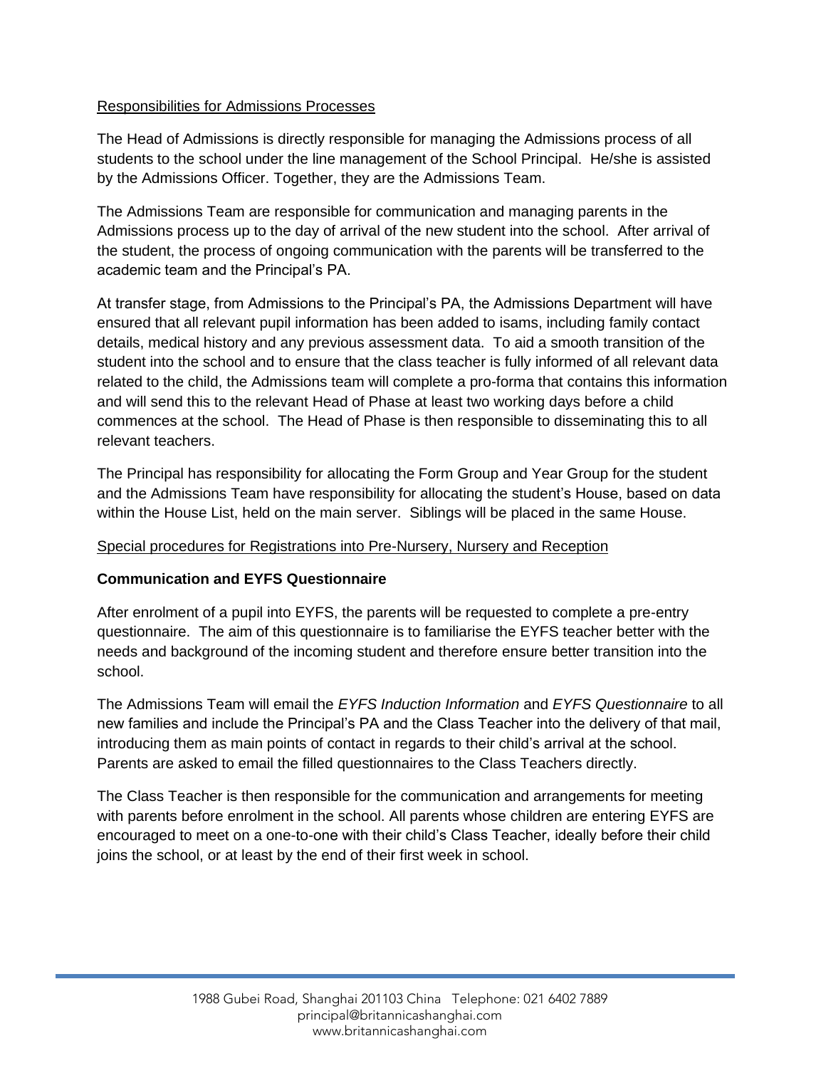Responsibilities for Admissions Processes

The Head of Admissions is directly responsible for managing the Admissions process of all students to the school under the line management of the School Principal. He/she is assisted by the Admissions Officer. Together, they are the Admissions Team.

The Admissions Team are responsible for communication and managing parents in the Admissions process up to the day of arrival of the new student into the school. After arrival of the student, the process of ongoing communication with the parents will be transferred to the academic team and the Principal's PA.

At transfer stage, from Admissions to the Principal's PA, the Admissions Department will have ensured that all relevant pupil information has been added to isams, including family contact details, medical history and any previous assessment data. To aid a smooth transition of the student into the school and to ensure that the class teacher is fully informed of all relevant data related to the child, the Admissions team will complete a pro-forma that contains this information and will send this to the relevant Head of Phase at least two working days before a child commences at the school. The Head of Phase is then responsible to disseminating this to all relevant teachers.

The Principal has responsibility for allocating the Form Group and Year Group for the student and the Admissions Team have responsibility for allocating the student's House, based on data within the House List, held on the main server. Siblings will be placed in the same House.

Special procedures for Registrations into Pre-Nursery, Nursery and Reception

**Communication and EYFS Questionnaire**

After enrolment of a pupil into EYFS, the parents will be requested to complete a pre-entry questionnaire. The aim of this questionnaire is to familiarise the EYFS teacher better with the needs and background of the incoming student and therefore ensure better transition into the school.

The Admissions Team will email the *EYFS Induction Information* and *EYFS Questionnaire* to all new families and include the Principal's PA and the Class Teacher into the delivery of that mail, introducing them as main points of contact in regards to their child's arrival at the school. Parents are asked to email the filled questionnaires to the Class Teachers directly.

The Class Teacher is then responsible for the communication and arrangements for meeting with parents before enrolment in the school. All parents whose children are entering EYFS are encouraged to meet on a one-to-one with their child's Class Teacher, ideally before their child joins the school, or at least by the end of their first week in school.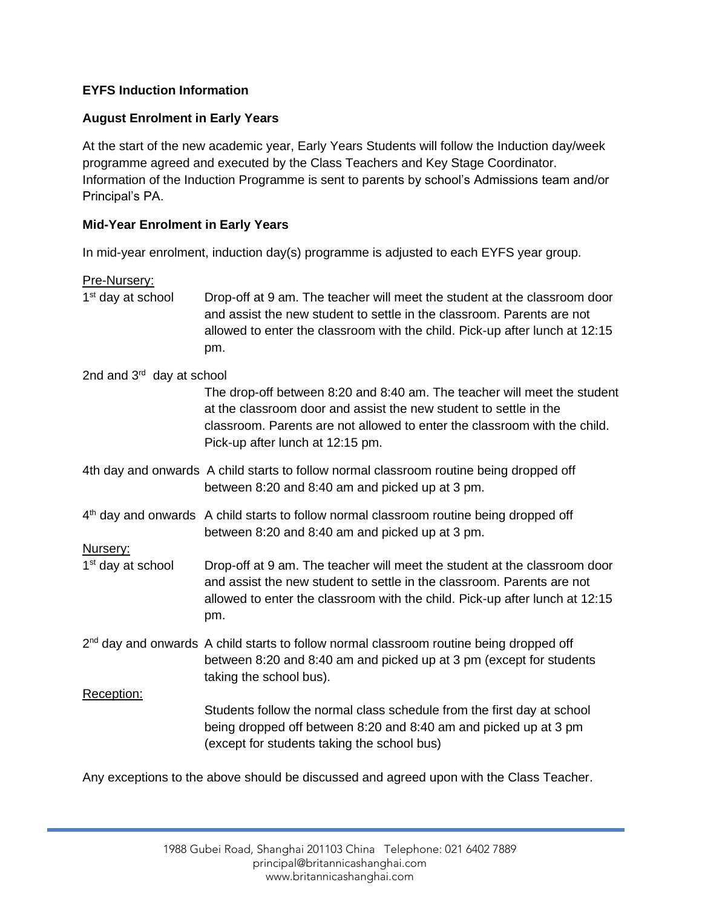**EYFS Induction Information**

**August Enrolment in Early Years**

At the start of the new academic year, Early Years Students will follow the Induction day/week programme agreed and executed by the Class Teachers and Key Stage Coordinator. Information of the Induction Programme is sent to parents by school's Admissions team and/or Principal's PA.

**Mid-Year Enrolment in Early Years**

In mid-year enrolment, induction day(s) programme is adjusted to each EYFS year group.

Pre-Nursery:

1st day at school — Drop-off at 9 am. The teacher will meet the student at the classroom door and assist the new student to settle in the classroom. Parents are not allowed to enter the classroom with the child. Pick-up after lunch at 12:15 pm.

2nd and 3rd day at school — The drop-off between 8:20 and 8:40 am. The teacher will meet the student at the classroom door and assist the new student to settle in the classroom. Parents are not allowed to enter the classroom with the child. Pick-up after lunch at 12:15 pm.

4th day and onwards — A child starts to follow normal classroom routine being dropped off between 8:20 and 8:40 am and picked up at 3 pm.

4th day and onwards — A child starts to follow normal classroom routine being dropped off between 8:20 and 8:40 am and picked up at 3 pm.

Nursery:

1st day at school — Drop-off at 9 am. The teacher will meet the student at the classroom door and assist the new student to settle in the classroom. Parents are not allowed to enter the classroom with the child. Pick-up after lunch at 12:15 pm.

2nd day and onwards — A child starts to follow normal classroom routine being dropped off between 8:20 and 8:40 am and picked up at 3 pm (except for students taking the school bus).

Reception:

Students follow the normal class schedule from the first day at school being dropped off between 8:20 and 8:40 am and picked up at 3 pm (except for students taking the school bus)

Any exceptions to the above should be discussed and agreed upon with the Class Teacher.

1988 Gubei Road, Shanghai 201103 China Telephone: 021 6402 7889
principal@britannicashanghai.com
www.britannicashanghai.com